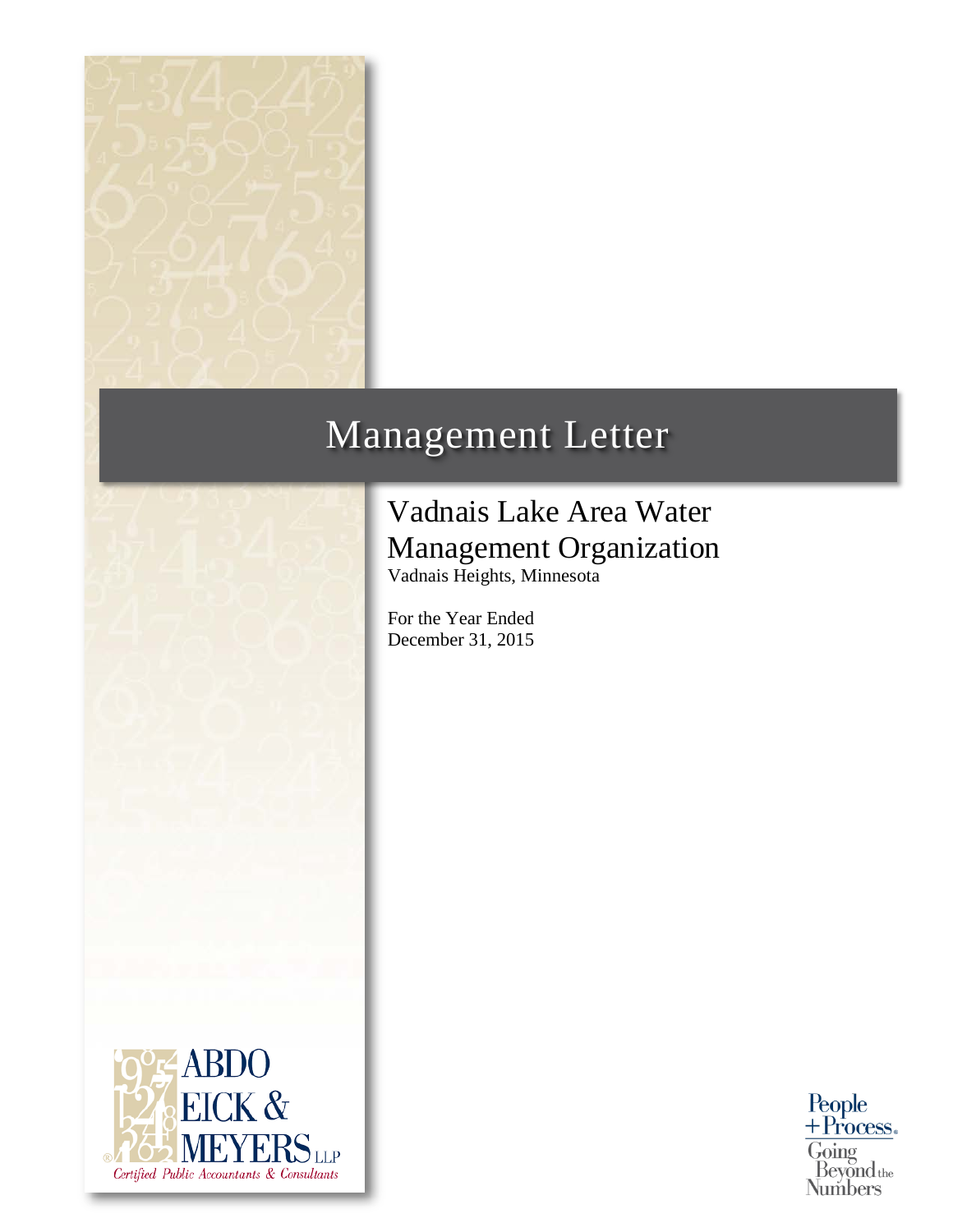# Management Letter

## Vadnais Lake Area Water Management Organization

Vadnais Heights, Minnesota

For the Year Ended
December 31, 2015

ABDO EICK & MEYERS LLP
*Certified Public Accountants & Consultants*

People + Process. Going Beyond the Numbers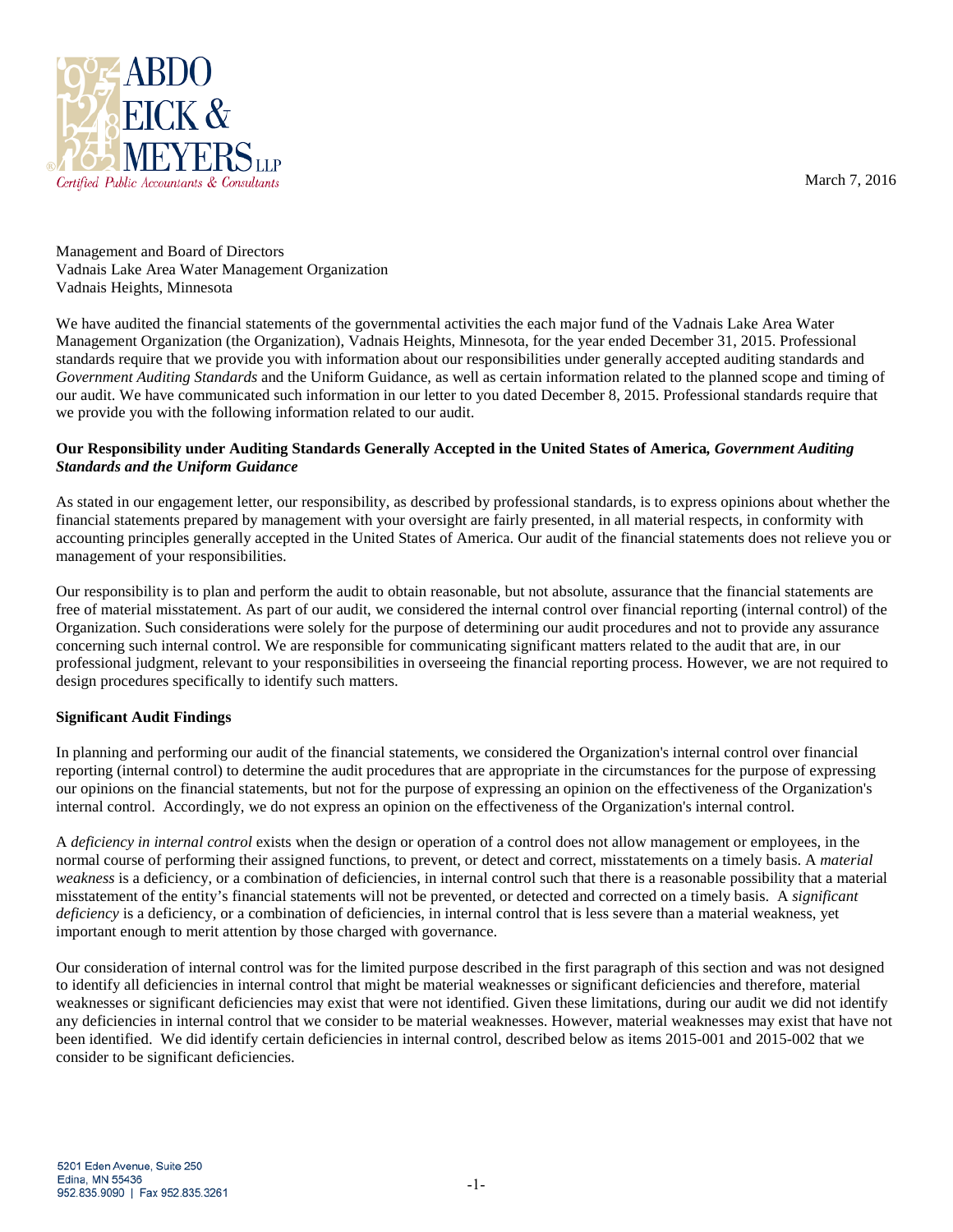March 7, 2016

Management and Board of Directors
Vadnais Lake Area Water Management Organization
Vadnais Heights, Minnesota

We have audited the financial statements of the governmental activities the each major fund of the Vadnais Lake Area Water Management Organization (the Organization), Vadnais Heights, Minnesota, for the year ended December 31, 2015. Professional standards require that we provide you with information about our responsibilities under generally accepted auditing standards and *Government Auditing Standards* and the Uniform Guidance, as well as certain information related to the planned scope and timing of our audit. We have communicated such information in our letter to you dated December 8, 2015. Professional standards require that we provide you with the following information related to our audit.

**Our Responsibility under Auditing Standards Generally Accepted in the United States of America, *Government Auditing Standards and the Uniform Guidance***

As stated in our engagement letter, our responsibility, as described by professional standards, is to express opinions about whether the financial statements prepared by management with your oversight are fairly presented, in all material respects, in conformity with accounting principles generally accepted in the United States of America. Our audit of the financial statements does not relieve you or management of your responsibilities.

Our responsibility is to plan and perform the audit to obtain reasonable, but not absolute, assurance that the financial statements are free of material misstatement. As part of our audit, we considered the internal control over financial reporting (internal control) of the Organization. Such considerations were solely for the purpose of determining our audit procedures and not to provide any assurance concerning such internal control. We are responsible for communicating significant matters related to the audit that are, in our professional judgment, relevant to your responsibilities in overseeing the financial reporting process. However, we are not required to design procedures specifically to identify such matters.

**Significant Audit Findings**

In planning and performing our audit of the financial statements, we considered the Organization's internal control over financial reporting (internal control) to determine the audit procedures that are appropriate in the circumstances for the purpose of expressing our opinions on the financial statements, but not for the purpose of expressing an opinion on the effectiveness of the Organization's internal control. Accordingly, we do not express an opinion on the effectiveness of the Organization's internal control.

A *deficiency in internal control* exists when the design or operation of a control does not allow management or employees, in the normal course of performing their assigned functions, to prevent, or detect and correct, misstatements on a timely basis. A *material weakness* is a deficiency, or a combination of deficiencies, in internal control such that there is a reasonable possibility that a material misstatement of the entity's financial statements will not be prevented, or detected and corrected on a timely basis. A *significant deficiency* is a deficiency, or a combination of deficiencies, in internal control that is less severe than a material weakness, yet important enough to merit attention by those charged with governance.

Our consideration of internal control was for the limited purpose described in the first paragraph of this section and was not designed to identify all deficiencies in internal control that might be material weaknesses or significant deficiencies and therefore, material weaknesses or significant deficiencies may exist that were not identified. Given these limitations, during our audit we did not identify any deficiencies in internal control that we consider to be material weaknesses. However, material weaknesses may exist that have not been identified. We did identify certain deficiencies in internal control, described below as items 2015-001 and 2015-002 that we consider to be significant deficiencies.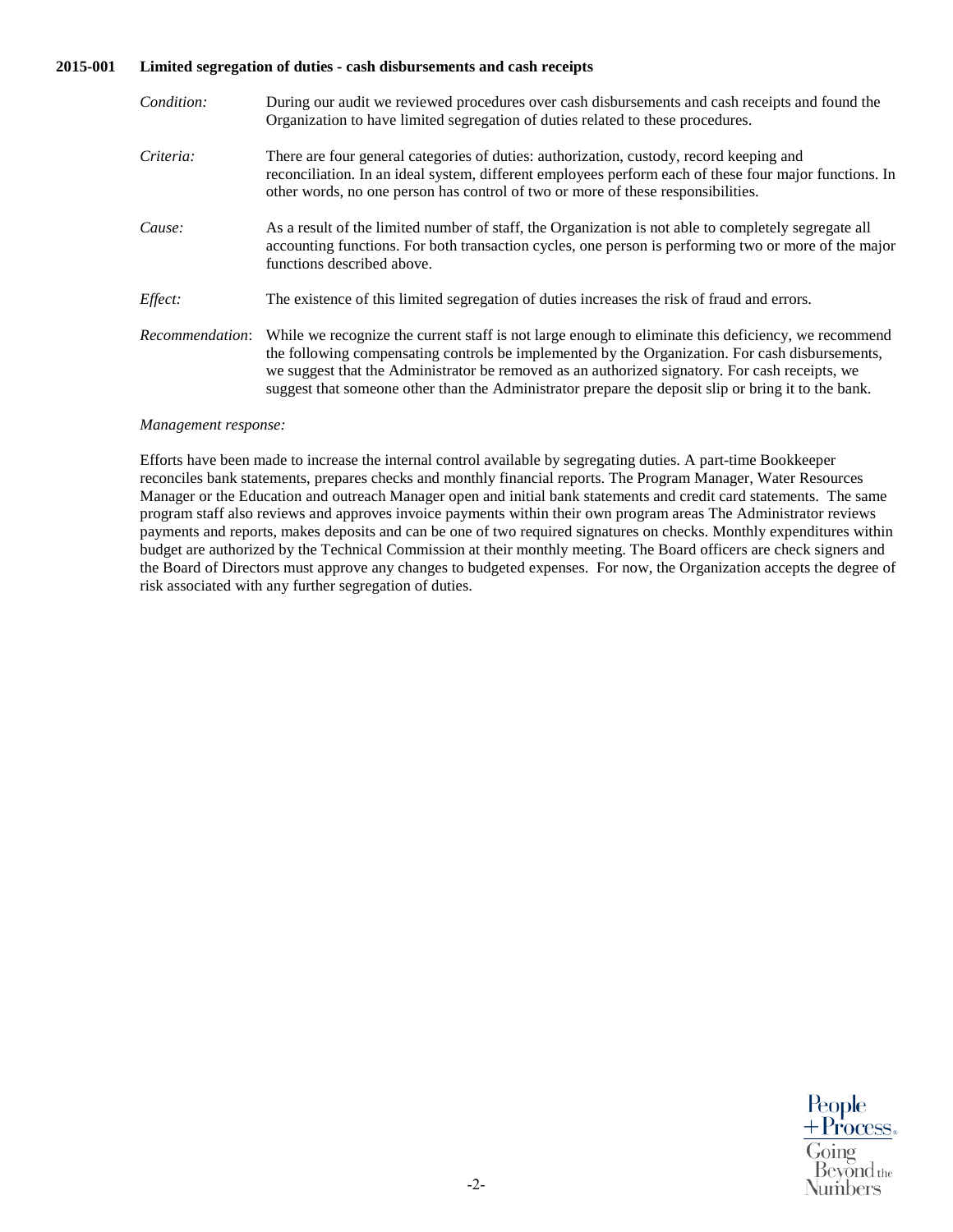**2015-001 Limited segregation of duties - cash disbursements and cash receipts**

*Condition:* During our audit we reviewed procedures over cash disbursements and cash receipts and found the Organization to have limited segregation of duties related to these procedures.

*Criteria:* There are four general categories of duties: authorization, custody, record keeping and reconciliation. In an ideal system, different employees perform each of these four major functions. In other words, no one person has control of two or more of these responsibilities.

*Cause:* As a result of the limited number of staff, the Organization is not able to completely segregate all accounting functions. For both transaction cycles, one person is performing two or more of the major functions described above.

*Effect:* The existence of this limited segregation of duties increases the risk of fraud and errors.

*Recommendation*: While we recognize the current staff is not large enough to eliminate this deficiency, we recommend the following compensating controls be implemented by the Organization. For cash disbursements, we suggest that the Administrator be removed as an authorized signatory. For cash receipts, we suggest that someone other than the Administrator prepare the deposit slip or bring it to the bank.

*Management response:*

Efforts have been made to increase the internal control available by segregating duties. A part-time Bookkeeper reconciles bank statements, prepares checks and monthly financial reports. The Program Manager, Water Resources Manager or the Education and outreach Manager open and initial bank statements and credit card statements. The same program staff also reviews and approves invoice payments within their own program areas The Administrator reviews payments and reports, makes deposits and can be one of two required signatures on checks. Monthly expenditures within budget are authorized by the Technical Commission at their monthly meeting. The Board officers are check signers and the Board of Directors must approve any changes to budgeted expenses. For now, the Organization accepts the degree of risk associated with any further segregation of duties.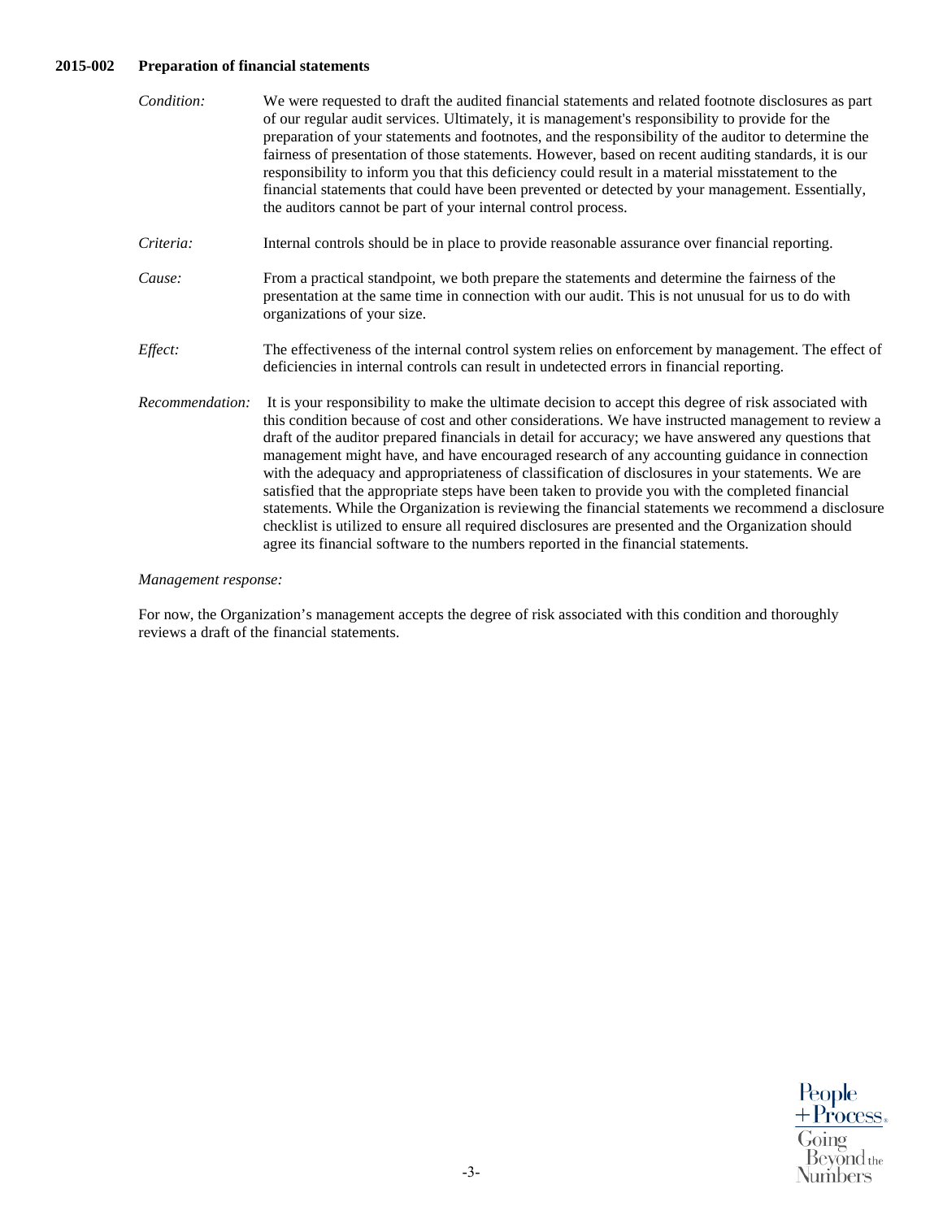**2015-002 Preparation of financial statements**

*Condition:* We were requested to draft the audited financial statements and related footnote disclosures as part of our regular audit services. Ultimately, it is management's responsibility to provide for the preparation of your statements and footnotes, and the responsibility of the auditor to determine the fairness of presentation of those statements. However, based on recent auditing standards, it is our responsibility to inform you that this deficiency could result in a material misstatement to the financial statements that could have been prevented or detected by your management. Essentially, the auditors cannot be part of your internal control process.

*Criteria:* Internal controls should be in place to provide reasonable assurance over financial reporting.

*Cause:* From a practical standpoint, we both prepare the statements and determine the fairness of the presentation at the same time in connection with our audit. This is not unusual for us to do with organizations of your size.

*Effect:* The effectiveness of the internal control system relies on enforcement by management. The effect of deficiencies in internal controls can result in undetected errors in financial reporting.

*Recommendation:* It is your responsibility to make the ultimate decision to accept this degree of risk associated with this condition because of cost and other considerations. We have instructed management to review a draft of the auditor prepared financials in detail for accuracy; we have answered any questions that management might have, and have encouraged research of any accounting guidance in connection with the adequacy and appropriateness of classification of disclosures in your statements. We are satisfied that the appropriate steps have been taken to provide you with the completed financial statements. While the Organization is reviewing the financial statements we recommend a disclosure checklist is utilized to ensure all required disclosures are presented and the Organization should agree its financial software to the numbers reported in the financial statements.

*Management response:*

For now, the Organization's management accepts the degree of risk associated with this condition and thoroughly reviews a draft of the financial statements.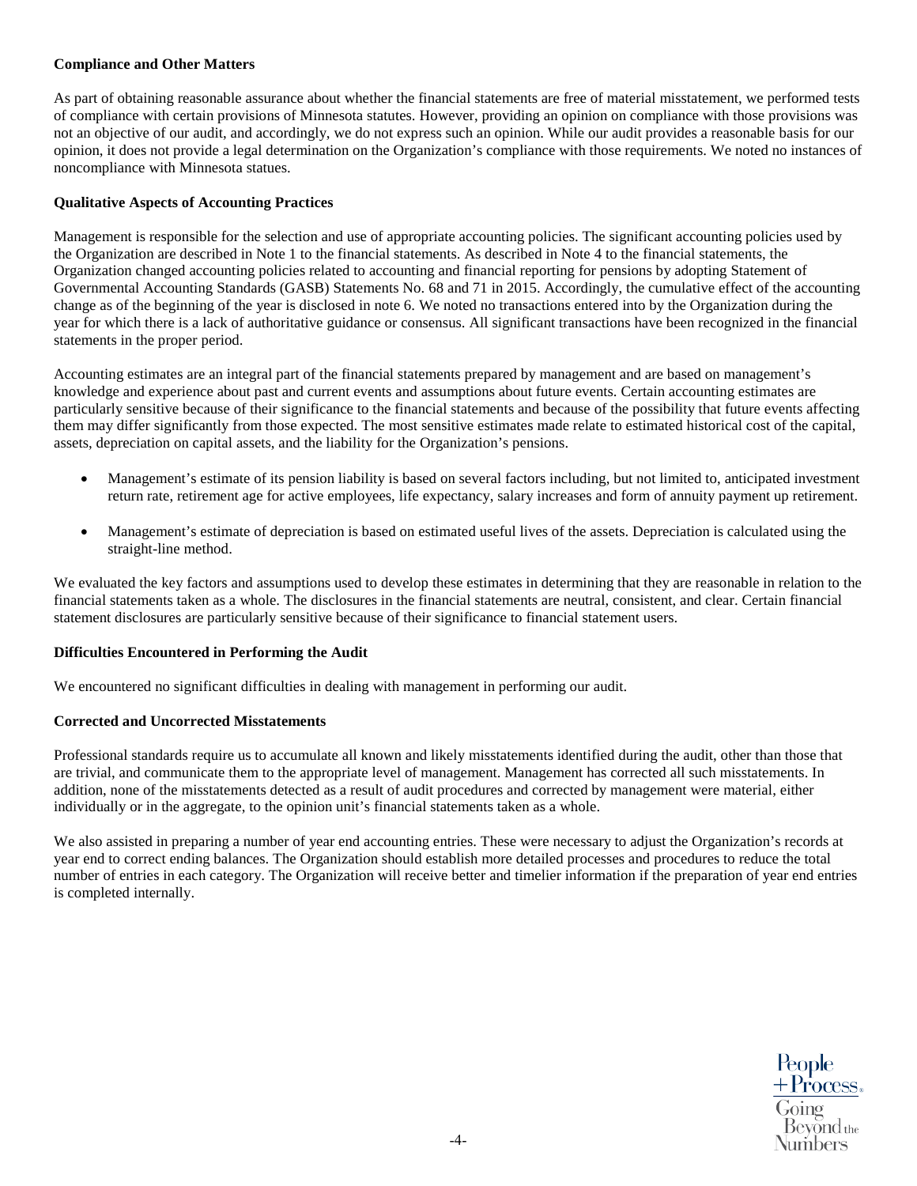**Compliance and Other Matters**

As part of obtaining reasonable assurance about whether the financial statements are free of material misstatement, we performed tests of compliance with certain provisions of Minnesota statutes. However, providing an opinion on compliance with those provisions was not an objective of our audit, and accordingly, we do not express such an opinion. While our audit provides a reasonable basis for our opinion, it does not provide a legal determination on the Organization's compliance with those requirements. We noted no instances of noncompliance with Minnesota statues.

**Qualitative Aspects of Accounting Practices**

Management is responsible for the selection and use of appropriate accounting policies. The significant accounting policies used by the Organization are described in Note 1 to the financial statements. As described in Note 4 to the financial statements, the Organization changed accounting policies related to accounting and financial reporting for pensions by adopting Statement of Governmental Accounting Standards (GASB) Statements No. 68 and 71 in 2015. Accordingly, the cumulative effect of the accounting change as of the beginning of the year is disclosed in note 6. We noted no transactions entered into by the Organization during the year for which there is a lack of authoritative guidance or consensus. All significant transactions have been recognized in the financial statements in the proper period.

Accounting estimates are an integral part of the financial statements prepared by management and are based on management's knowledge and experience about past and current events and assumptions about future events. Certain accounting estimates are particularly sensitive because of their significance to the financial statements and because of the possibility that future events affecting them may differ significantly from those expected. The most sensitive estimates made relate to estimated historical cost of the capital, assets, depreciation on capital assets, and the liability for the Organization's pensions.

- Management's estimate of its pension liability is based on several factors including, but not limited to, anticipated investment return rate, retirement age for active employees, life expectancy, salary increases and form of annuity payment up retirement.
- Management's estimate of depreciation is based on estimated useful lives of the assets. Depreciation is calculated using the straight-line method.

We evaluated the key factors and assumptions used to develop these estimates in determining that they are reasonable in relation to the financial statements taken as a whole. The disclosures in the financial statements are neutral, consistent, and clear. Certain financial statement disclosures are particularly sensitive because of their significance to financial statement users.

**Difficulties Encountered in Performing the Audit**

We encountered no significant difficulties in dealing with management in performing our audit.

**Corrected and Uncorrected Misstatements**

Professional standards require us to accumulate all known and likely misstatements identified during the audit, other than those that are trivial, and communicate them to the appropriate level of management. Management has corrected all such misstatements. In addition, none of the misstatements detected as a result of audit procedures and corrected by management were material, either individually or in the aggregate, to the opinion unit's financial statements taken as a whole.

We also assisted in preparing a number of year end accounting entries. These were necessary to adjust the Organization's records at year end to correct ending balances. The Organization should establish more detailed processes and procedures to reduce the total number of entries in each category. The Organization will receive better and timelier information if the preparation of year end entries is completed internally.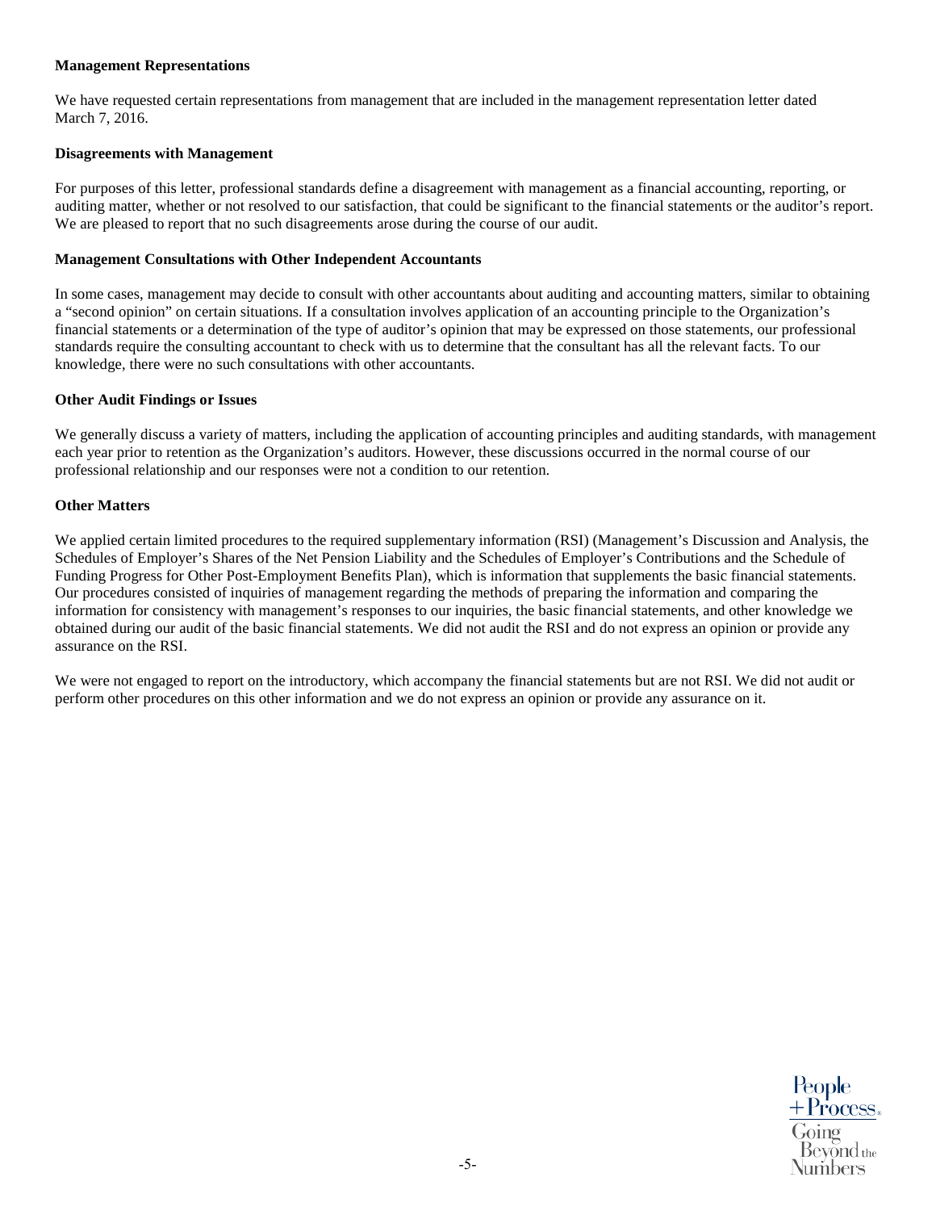**Management Representations**

We have requested certain representations from management that are included in the management representation letter dated March 7, 2016.

**Disagreements with Management**

For purposes of this letter, professional standards define a disagreement with management as a financial accounting, reporting, or auditing matter, whether or not resolved to our satisfaction, that could be significant to the financial statements or the auditor's report. We are pleased to report that no such disagreements arose during the course of our audit.

**Management Consultations with Other Independent Accountants**

In some cases, management may decide to consult with other accountants about auditing and accounting matters, similar to obtaining a "second opinion" on certain situations. If a consultation involves application of an accounting principle to the Organization's financial statements or a determination of the type of auditor's opinion that may be expressed on those statements, our professional standards require the consulting accountant to check with us to determine that the consultant has all the relevant facts. To our knowledge, there were no such consultations with other accountants.

**Other Audit Findings or Issues**

We generally discuss a variety of matters, including the application of accounting principles and auditing standards, with management each year prior to retention as the Organization's auditors. However, these discussions occurred in the normal course of our professional relationship and our responses were not a condition to our retention.

**Other Matters**

We applied certain limited procedures to the required supplementary information (RSI) (Management's Discussion and Analysis, the Schedules of Employer's Shares of the Net Pension Liability and the Schedules of Employer's Contributions and the Schedule of Funding Progress for Other Post-Employment Benefits Plan), which is information that supplements the basic financial statements. Our procedures consisted of inquiries of management regarding the methods of preparing the information and comparing the information for consistency with management's responses to our inquiries, the basic financial statements, and other knowledge we obtained during our audit of the basic financial statements. We did not audit the RSI and do not express an opinion or provide any assurance on the RSI.

We were not engaged to report on the introductory, which accompany the financial statements but are not RSI. We did not audit or perform other procedures on this other information and we do not express an opinion or provide any assurance on it.

People + Process® Going Beyond the Numbers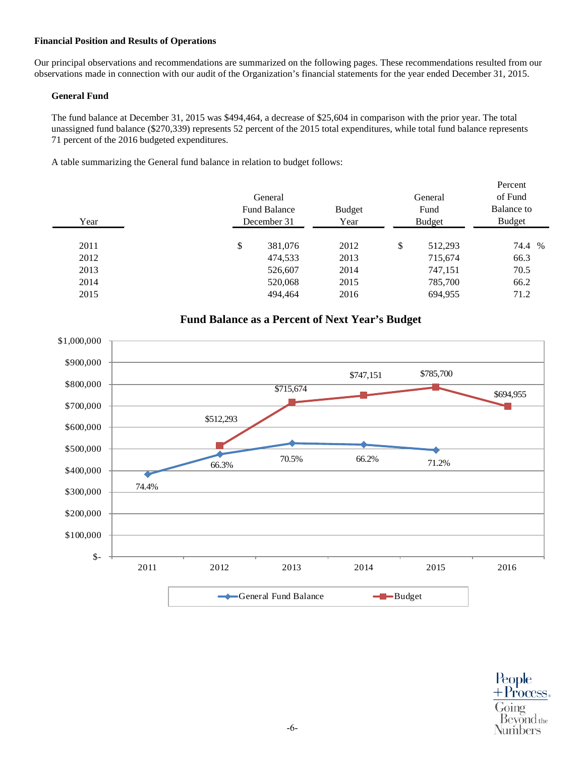**Financial Position and Results of Operations**

Our principal observations and recommendations are summarized on the following pages. These recommendations resulted from our observations made in connection with our audit of the Organization's financial statements for the year ended December 31, 2015.

**General Fund**

The fund balance at December 31, 2015 was $494,464, a decrease of $25,604 in comparison with the prior year. The total unassigned fund balance ($270,339) represents 52 percent of the 2015 total expenditures, while total fund balance represents 71 percent of the 2016 budgeted expenditures.

A table summarizing the General fund balance in relation to budget follows:

| Year | General Fund Balance December 31 | Budget Year | General Fund Budget | Percent of Fund Balance to Budget |
|---|---|---|---|---|
| 2011 | $ 381,076 | 2012 | $ 512,293 | 74.4 % |
| 2012 | 474,533 | 2013 | 715,674 | 66.3 |
| 2013 | 526,607 | 2014 | 747,151 | 70.5 |
| 2014 | 520,068 | 2015 | 785,700 | 66.2 |
| 2015 | 494,464 | 2016 | 694,955 | 71.2 |

**Fund Balance as a Percent of Next Year's Budget**

| Year | General Fund Balance | Budget | Percent |
|---|---|---|---|
| 2011 | | | 74.4% |
| 2012 | | $512,293 | 66.3% |
| 2013 | | $715,674 | 70.5% |
| 2014 | | $747,151 | 66.2% |
| 2015 | | $785,700 | 71.2% |
| 2016 | | $694,955 | |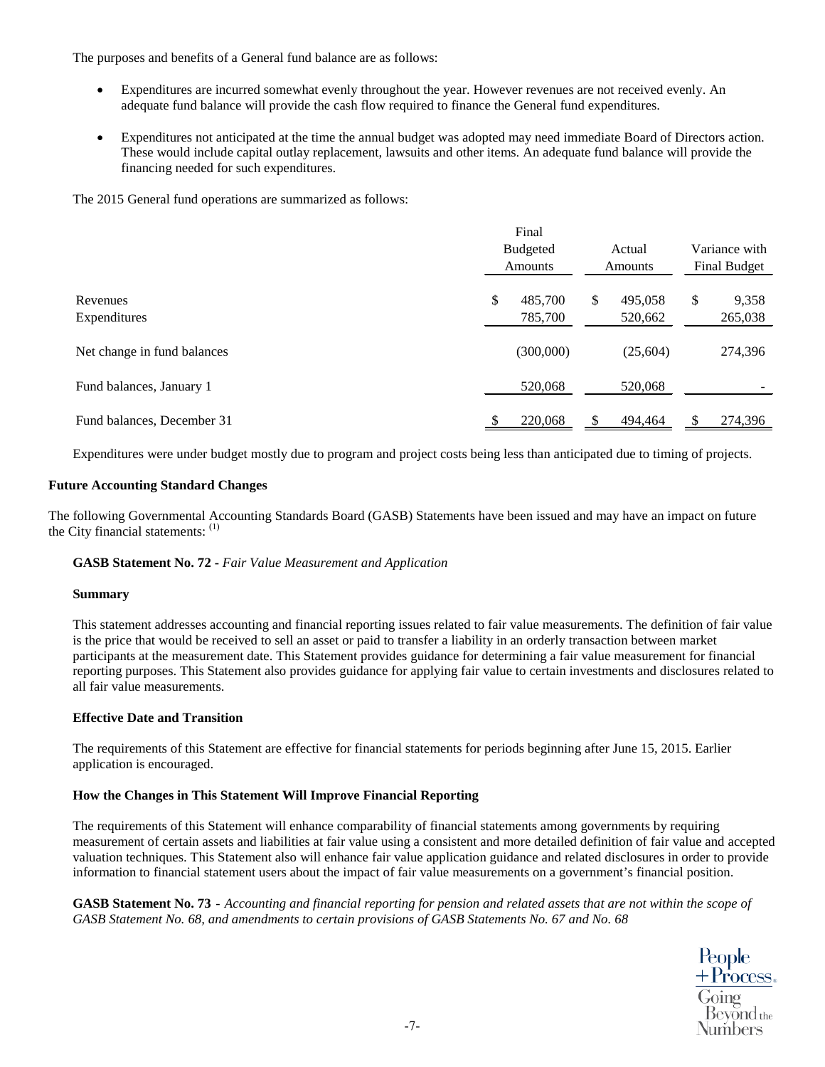The purposes and benefits of a General fund balance are as follows:

- Expenditures are incurred somewhat evenly throughout the year. However revenues are not received evenly. An adequate fund balance will provide the cash flow required to finance the General fund expenditures.

- Expenditures not anticipated at the time the annual budget was adopted may need immediate Board of Directors action. These would include capital outlay replacement, lawsuits and other items. An adequate fund balance will provide the financing needed for such expenditures.

The 2015 General fund operations are summarized as follows:

| | Final Budgeted Amounts | Actual Amounts | Variance with Final Budget |
|---|---|---|---|
| Revenues | $ 485,700 | $ 495,058 | $ 9,358 |
| Expenditures | 785,700 | 520,662 | 265,038 |
| Net change in fund balances | (300,000) | (25,604) | 274,396 |
| Fund balances, January 1 | 520,068 | 520,068 | - |
| Fund balances, December 31 | $ 220,068 | $ 494,464 | $ 274,396 |

Expenditures were under budget mostly due to program and project costs being less than anticipated due to timing of projects.

**Future Accounting Standard Changes**

The following Governmental Accounting Standards Board (GASB) Statements have been issued and may have an impact on future the City financial statements: (1)

**GASB Statement No. 72** - *Fair Value Measurement and Application*

**Summary**

This statement addresses accounting and financial reporting issues related to fair value measurements. The definition of fair value is the price that would be received to sell an asset or paid to transfer a liability in an orderly transaction between market participants at the measurement date. This Statement provides guidance for determining a fair value measurement for financial reporting purposes. This Statement also provides guidance for applying fair value to certain investments and disclosures related to all fair value measurements.

**Effective Date and Transition**

The requirements of this Statement are effective for financial statements for periods beginning after June 15, 2015. Earlier application is encouraged.

**How the Changes in This Statement Will Improve Financial Reporting**

The requirements of this Statement will enhance comparability of financial statements among governments by requiring measurement of certain assets and liabilities at fair value using a consistent and more detailed definition of fair value and accepted valuation techniques. This Statement also will enhance fair value application guidance and related disclosures in order to provide information to financial statement users about the impact of fair value measurements on a government's financial position.

**GASB Statement No. 73** - *Accounting and financial reporting for pension and related assets that are not within the scope of GASB Statement No. 68, and amendments to certain provisions of GASB Statements No. 67 and No. 68*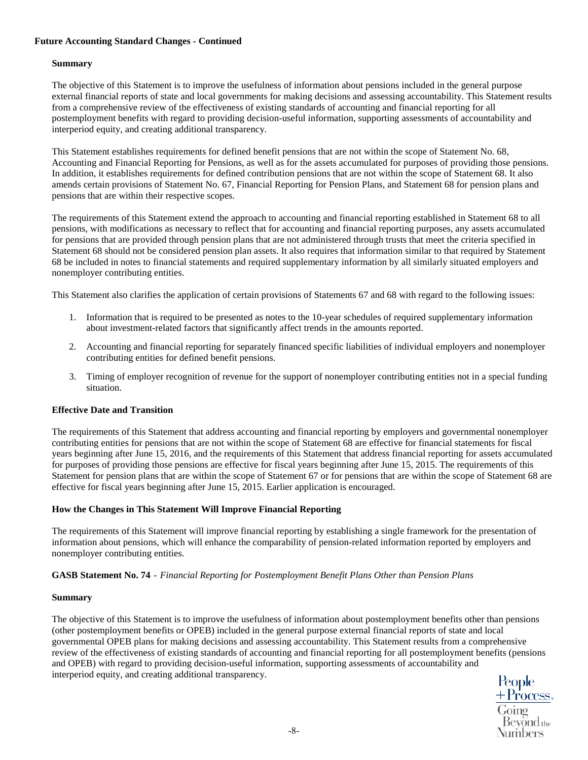**Future Accounting Standard Changes - Continued**

**Summary**

The objective of this Statement is to improve the usefulness of information about pensions included in the general purpose external financial reports of state and local governments for making decisions and assessing accountability. This Statement results from a comprehensive review of the effectiveness of existing standards of accounting and financial reporting for all postemployment benefits with regard to providing decision-useful information, supporting assessments of accountability and interperiod equity, and creating additional transparency.

This Statement establishes requirements for defined benefit pensions that are not within the scope of Statement No. 68, Accounting and Financial Reporting for Pensions, as well as for the assets accumulated for purposes of providing those pensions. In addition, it establishes requirements for defined contribution pensions that are not within the scope of Statement 68. It also amends certain provisions of Statement No. 67, Financial Reporting for Pension Plans, and Statement 68 for pension plans and pensions that are within their respective scopes.

The requirements of this Statement extend the approach to accounting and financial reporting established in Statement 68 to all pensions, with modifications as necessary to reflect that for accounting and financial reporting purposes, any assets accumulated for pensions that are provided through pension plans that are not administered through trusts that meet the criteria specified in Statement 68 should not be considered pension plan assets. It also requires that information similar to that required by Statement 68 be included in notes to financial statements and required supplementary information by all similarly situated employers and nonemployer contributing entities.

This Statement also clarifies the application of certain provisions of Statements 67 and 68 with regard to the following issues:

1. Information that is required to be presented as notes to the 10-year schedules of required supplementary information about investment-related factors that significantly affect trends in the amounts reported.
2. Accounting and financial reporting for separately financed specific liabilities of individual employers and nonemployer contributing entities for defined benefit pensions.
3. Timing of employer recognition of revenue for the support of nonemployer contributing entities not in a special funding situation.

**Effective Date and Transition**

The requirements of this Statement that address accounting and financial reporting by employers and governmental nonemployer contributing entities for pensions that are not within the scope of Statement 68 are effective for financial statements for fiscal years beginning after June 15, 2016, and the requirements of this Statement that address financial reporting for assets accumulated for purposes of providing those pensions are effective for fiscal years beginning after June 15, 2015. The requirements of this Statement for pension plans that are within the scope of Statement 67 or for pensions that are within the scope of Statement 68 are effective for fiscal years beginning after June 15, 2015. Earlier application is encouraged.

**How the Changes in This Statement Will Improve Financial Reporting**

The requirements of this Statement will improve financial reporting by establishing a single framework for the presentation of information about pensions, which will enhance the comparability of pension-related information reported by employers and nonemployer contributing entities.

**GASB Statement No. 74** - *Financial Reporting for Postemployment Benefit Plans Other than Pension Plans*

**Summary**

The objective of this Statement is to improve the usefulness of information about postemployment benefits other than pensions (other postemployment benefits or OPEB) included in the general purpose external financial reports of state and local governmental OPEB plans for making decisions and assessing accountability. This Statement results from a comprehensive review of the effectiveness of existing standards of accounting and financial reporting for all postemployment benefits (pensions and OPEB) with regard to providing decision-useful information, supporting assessments of accountability and interperiod equity, and creating additional transparency.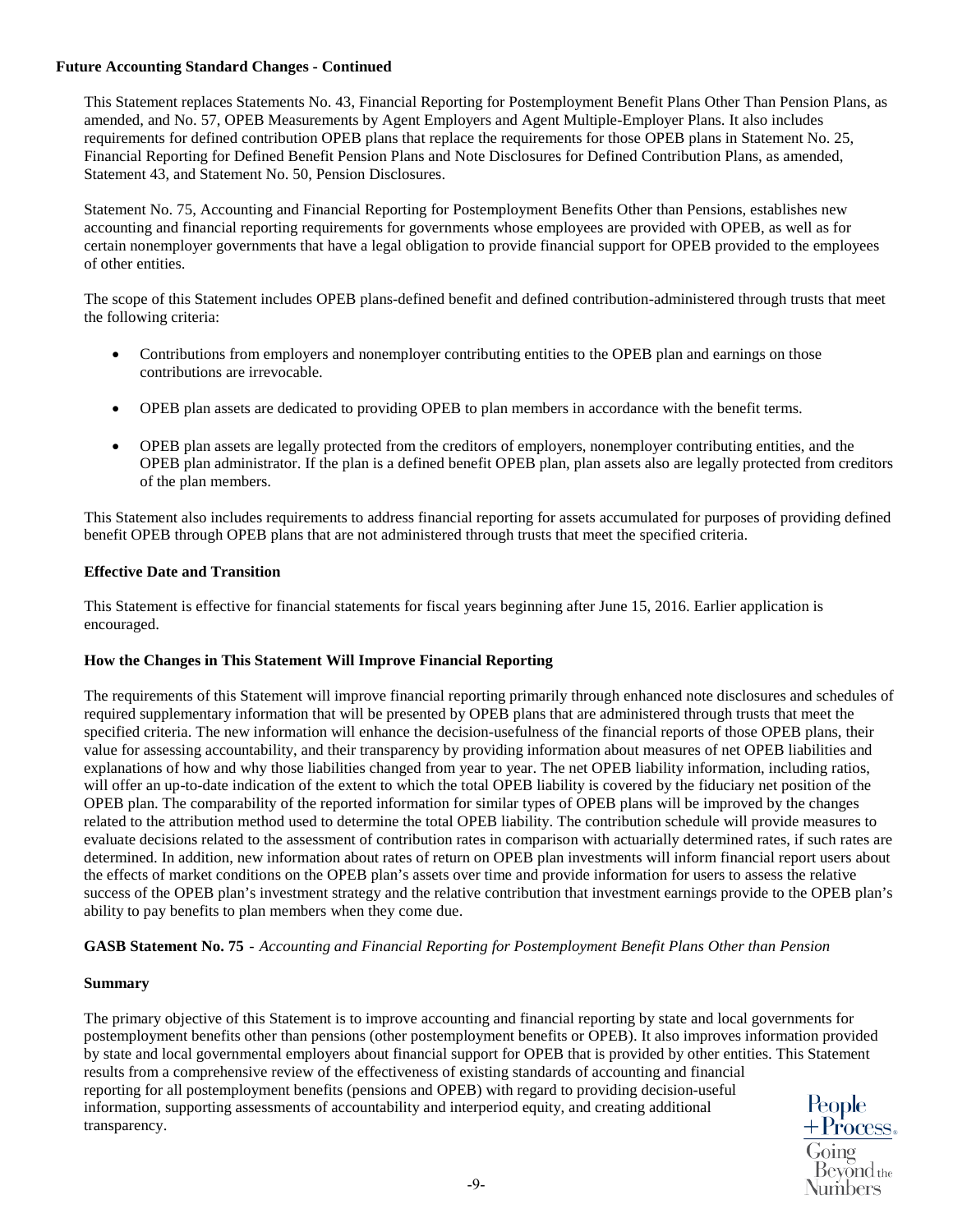**Future Accounting Standard Changes - Continued**

This Statement replaces Statements No. 43, Financial Reporting for Postemployment Benefit Plans Other Than Pension Plans, as amended, and No. 57, OPEB Measurements by Agent Employers and Agent Multiple-Employer Plans. It also includes requirements for defined contribution OPEB plans that replace the requirements for those OPEB plans in Statement No. 25, Financial Reporting for Defined Benefit Pension Plans and Note Disclosures for Defined Contribution Plans, as amended, Statement 43, and Statement No. 50, Pension Disclosures.

Statement No. 75, Accounting and Financial Reporting for Postemployment Benefits Other than Pensions, establishes new accounting and financial reporting requirements for governments whose employees are provided with OPEB, as well as for certain nonemployer governments that have a legal obligation to provide financial support for OPEB provided to the employees of other entities.

The scope of this Statement includes OPEB plans-defined benefit and defined contribution-administered through trusts that meet the following criteria:

- Contributions from employers and nonemployer contributing entities to the OPEB plan and earnings on those contributions are irrevocable.
- OPEB plan assets are dedicated to providing OPEB to plan members in accordance with the benefit terms.
- OPEB plan assets are legally protected from the creditors of employers, nonemployer contributing entities, and the OPEB plan administrator. If the plan is a defined benefit OPEB plan, plan assets also are legally protected from creditors of the plan members.

This Statement also includes requirements to address financial reporting for assets accumulated for purposes of providing defined benefit OPEB through OPEB plans that are not administered through trusts that meet the specified criteria.

**Effective Date and Transition**

This Statement is effective for financial statements for fiscal years beginning after June 15, 2016. Earlier application is encouraged.

**How the Changes in This Statement Will Improve Financial Reporting**

The requirements of this Statement will improve financial reporting primarily through enhanced note disclosures and schedules of required supplementary information that will be presented by OPEB plans that are administered through trusts that meet the specified criteria. The new information will enhance the decision-usefulness of the financial reports of those OPEB plans, their value for assessing accountability, and their transparency by providing information about measures of net OPEB liabilities and explanations of how and why those liabilities changed from year to year. The net OPEB liability information, including ratios, will offer an up-to-date indication of the extent to which the total OPEB liability is covered by the fiduciary net position of the OPEB plan. The comparability of the reported information for similar types of OPEB plans will be improved by the changes related to the attribution method used to determine the total OPEB liability. The contribution schedule will provide measures to evaluate decisions related to the assessment of contribution rates in comparison with actuarially determined rates, if such rates are determined. In addition, new information about rates of return on OPEB plan investments will inform financial report users about the effects of market conditions on the OPEB plan's assets over time and provide information for users to assess the relative success of the OPEB plan's investment strategy and the relative contribution that investment earnings provide to the OPEB plan's ability to pay benefits to plan members when they come due.

**GASB Statement No. 75** - *Accounting and Financial Reporting for Postemployment Benefit Plans Other than Pension*

**Summary**

The primary objective of this Statement is to improve accounting and financial reporting by state and local governments for postemployment benefits other than pensions (other postemployment benefits or OPEB). It also improves information provided by state and local governmental employers about financial support for OPEB that is provided by other entities. This Statement results from a comprehensive review of the effectiveness of existing standards of accounting and financial reporting for all postemployment benefits (pensions and OPEB) with regard to providing decision-useful information, supporting assessments of accountability and interperiod equity, and creating additional transparency.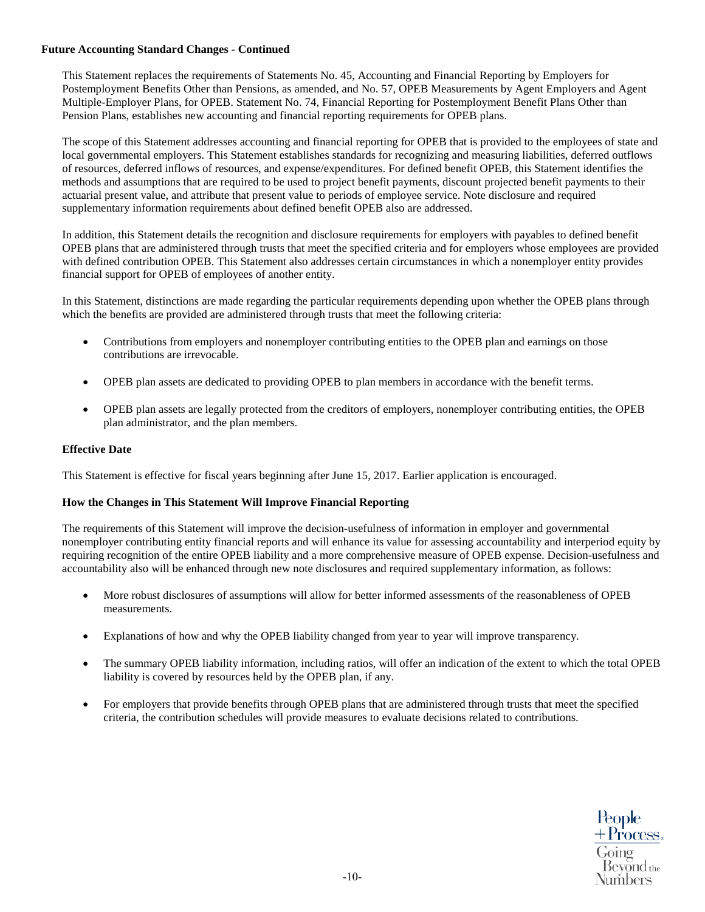**Future Accounting Standard Changes - Continued**

This Statement replaces the requirements of Statements No. 45, Accounting and Financial Reporting by Employers for Postemployment Benefits Other than Pensions, as amended, and No. 57, OPEB Measurements by Agent Employers and Agent Multiple-Employer Plans, for OPEB. Statement No. 74, Financial Reporting for Postemployment Benefit Plans Other than Pension Plans, establishes new accounting and financial reporting requirements for OPEB plans.

The scope of this Statement addresses accounting and financial reporting for OPEB that is provided to the employees of state and local governmental employers. This Statement establishes standards for recognizing and measuring liabilities, deferred outflows of resources, deferred inflows of resources, and expense/expenditures. For defined benefit OPEB, this Statement identifies the methods and assumptions that are required to be used to project benefit payments, discount projected benefit payments to their actuarial present value, and attribute that present value to periods of employee service. Note disclosure and required supplementary information requirements about defined benefit OPEB also are addressed.

In addition, this Statement details the recognition and disclosure requirements for employers with payables to defined benefit OPEB plans that are administered through trusts that meet the specified criteria and for employers whose employees are provided with defined contribution OPEB. This Statement also addresses certain circumstances in which a nonemployer entity provides financial support for OPEB of employees of another entity.

In this Statement, distinctions are made regarding the particular requirements depending upon whether the OPEB plans through which the benefits are provided are administered through trusts that meet the following criteria:

- Contributions from employers and nonemployer contributing entities to the OPEB plan and earnings on those contributions are irrevocable.
- OPEB plan assets are dedicated to providing OPEB to plan members in accordance with the benefit terms.
- OPEB plan assets are legally protected from the creditors of employers, nonemployer contributing entities, the OPEB plan administrator, and the plan members.

**Effective Date**

This Statement is effective for fiscal years beginning after June 15, 2017. Earlier application is encouraged.

**How the Changes in This Statement Will Improve Financial Reporting**

The requirements of this Statement will improve the decision-usefulness of information in employer and governmental nonemployer contributing entity financial reports and will enhance its value for assessing accountability and interperiod equity by requiring recognition of the entire OPEB liability and a more comprehensive measure of OPEB expense. Decision-usefulness and accountability also will be enhanced through new note disclosures and required supplementary information, as follows:

- More robust disclosures of assumptions will allow for better informed assessments of the reasonableness of OPEB measurements.
- Explanations of how and why the OPEB liability changed from year to year will improve transparency.
- The summary OPEB liability information, including ratios, will offer an indication of the extent to which the total OPEB liability is covered by resources held by the OPEB plan, if any.
- For employers that provide benefits through OPEB plans that are administered through trusts that meet the specified criteria, the contribution schedules will provide measures to evaluate decisions related to contributions.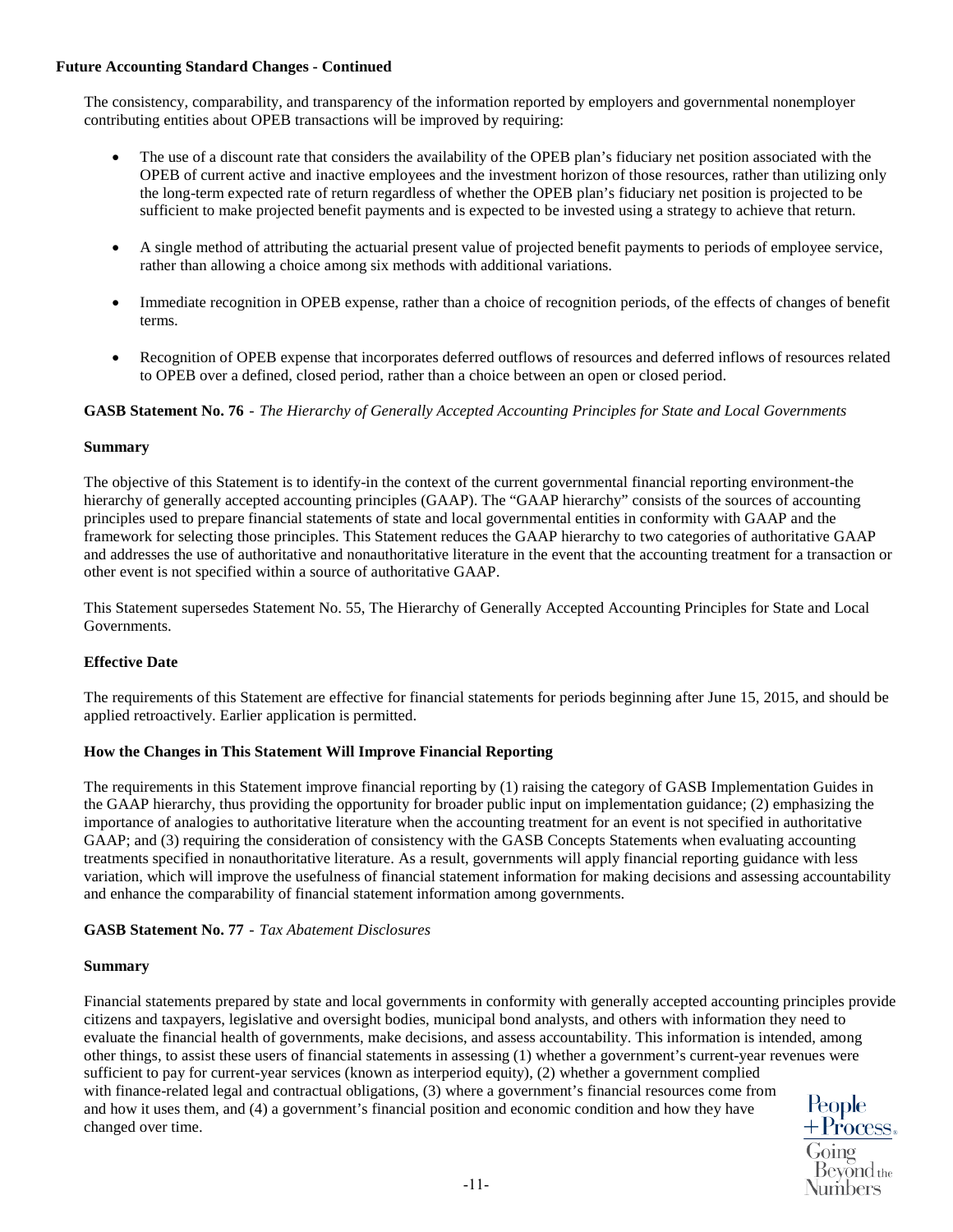**Future Accounting Standard Changes - Continued**

The consistency, comparability, and transparency of the information reported by employers and governmental nonemployer contributing entities about OPEB transactions will be improved by requiring:

- The use of a discount rate that considers the availability of the OPEB plan's fiduciary net position associated with the OPEB of current active and inactive employees and the investment horizon of those resources, rather than utilizing only the long-term expected rate of return regardless of whether the OPEB plan's fiduciary net position is projected to be sufficient to make projected benefit payments and is expected to be invested using a strategy to achieve that return.

- A single method of attributing the actuarial present value of projected benefit payments to periods of employee service, rather than allowing a choice among six methods with additional variations.

- Immediate recognition in OPEB expense, rather than a choice of recognition periods, of the effects of changes of benefit terms.

- Recognition of OPEB expense that incorporates deferred outflows of resources and deferred inflows of resources related to OPEB over a defined, closed period, rather than a choice between an open or closed period.

**GASB Statement No. 76** - *The Hierarchy of Generally Accepted Accounting Principles for State and Local Governments*

**Summary**

The objective of this Statement is to identify-in the context of the current governmental financial reporting environment-the hierarchy of generally accepted accounting principles (GAAP). The "GAAP hierarchy" consists of the sources of accounting principles used to prepare financial statements of state and local governmental entities in conformity with GAAP and the framework for selecting those principles. This Statement reduces the GAAP hierarchy to two categories of authoritative GAAP and addresses the use of authoritative and nonauthoritative literature in the event that the accounting treatment for a transaction or other event is not specified within a source of authoritative GAAP.

This Statement supersedes Statement No. 55, The Hierarchy of Generally Accepted Accounting Principles for State and Local Governments.

**Effective Date**

The requirements of this Statement are effective for financial statements for periods beginning after June 15, 2015, and should be applied retroactively. Earlier application is permitted.

**How the Changes in This Statement Will Improve Financial Reporting**

The requirements in this Statement improve financial reporting by (1) raising the category of GASB Implementation Guides in the GAAP hierarchy, thus providing the opportunity for broader public input on implementation guidance; (2) emphasizing the importance of analogies to authoritative literature when the accounting treatment for an event is not specified in authoritative GAAP; and (3) requiring the consideration of consistency with the GASB Concepts Statements when evaluating accounting treatments specified in nonauthoritative literature. As a result, governments will apply financial reporting guidance with less variation, which will improve the usefulness of financial statement information for making decisions and assessing accountability and enhance the comparability of financial statement information among governments.

**GASB Statement No. 77** - *Tax Abatement Disclosures*

**Summary**

Financial statements prepared by state and local governments in conformity with generally accepted accounting principles provide citizens and taxpayers, legislative and oversight bodies, municipal bond analysts, and others with information they need to evaluate the financial health of governments, make decisions, and assess accountability. This information is intended, among other things, to assist these users of financial statements in assessing (1) whether a government's current-year revenues were sufficient to pay for current-year services (known as interperiod equity), (2) whether a government complied with finance-related legal and contractual obligations, (3) where a government's financial resources come from and how it uses them, and (4) a government's financial position and economic condition and how they have changed over time.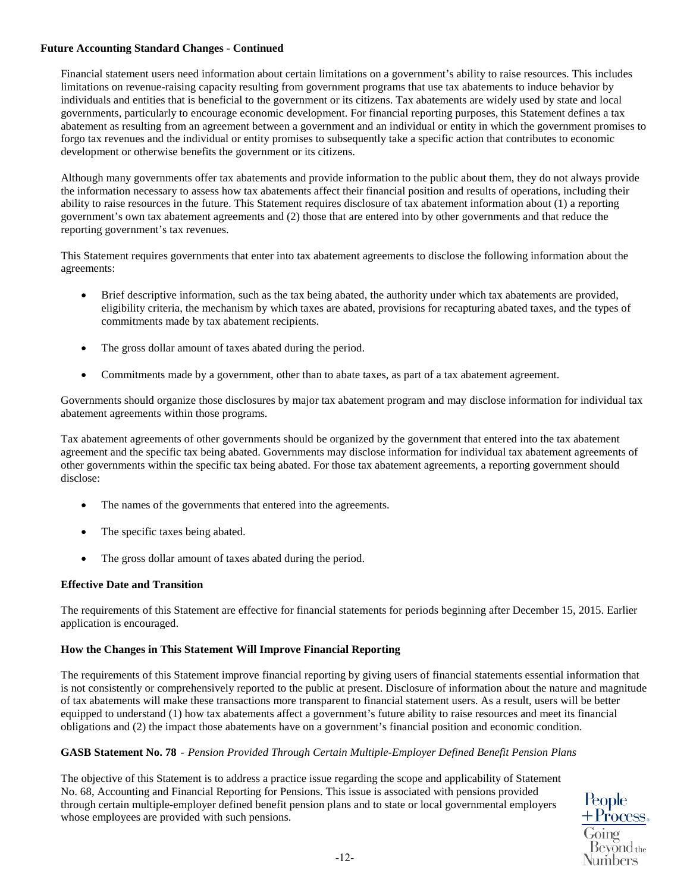**Future Accounting Standard Changes - Continued**

Financial statement users need information about certain limitations on a government's ability to raise resources. This includes limitations on revenue-raising capacity resulting from government programs that use tax abatements to induce behavior by individuals and entities that is beneficial to the government or its citizens. Tax abatements are widely used by state and local governments, particularly to encourage economic development. For financial reporting purposes, this Statement defines a tax abatement as resulting from an agreement between a government and an individual or entity in which the government promises to forgo tax revenues and the individual or entity promises to subsequently take a specific action that contributes to economic development or otherwise benefits the government or its citizens.

Although many governments offer tax abatements and provide information to the public about them, they do not always provide the information necessary to assess how tax abatements affect their financial position and results of operations, including their ability to raise resources in the future. This Statement requires disclosure of tax abatement information about (1) a reporting government's own tax abatement agreements and (2) those that are entered into by other governments and that reduce the reporting government's tax revenues.

This Statement requires governments that enter into tax abatement agreements to disclose the following information about the agreements:

- Brief descriptive information, such as the tax being abated, the authority under which tax abatements are provided, eligibility criteria, the mechanism by which taxes are abated, provisions for recapturing abated taxes, and the types of commitments made by tax abatement recipients.
- The gross dollar amount of taxes abated during the period.
- Commitments made by a government, other than to abate taxes, as part of a tax abatement agreement.

Governments should organize those disclosures by major tax abatement program and may disclose information for individual tax abatement agreements within those programs.

Tax abatement agreements of other governments should be organized by the government that entered into the tax abatement agreement and the specific tax being abated. Governments may disclose information for individual tax abatement agreements of other governments within the specific tax being abated. For those tax abatement agreements, a reporting government should disclose:

- The names of the governments that entered into the agreements.
- The specific taxes being abated.
- The gross dollar amount of taxes abated during the period.

**Effective Date and Transition**

The requirements of this Statement are effective for financial statements for periods beginning after December 15, 2015. Earlier application is encouraged.

**How the Changes in This Statement Will Improve Financial Reporting**

The requirements of this Statement improve financial reporting by giving users of financial statements essential information that is not consistently or comprehensively reported to the public at present. Disclosure of information about the nature and magnitude of tax abatements will make these transactions more transparent to financial statement users. As a result, users will be better equipped to understand (1) how tax abatements affect a government's future ability to raise resources and meet its financial obligations and (2) the impact those abatements have on a government's financial position and economic condition.

**GASB Statement No. 78** - *Pension Provided Through Certain Multiple-Employer Defined Benefit Pension Plans*

The objective of this Statement is to address a practice issue regarding the scope and applicability of Statement No. 68, Accounting and Financial Reporting for Pensions. This issue is associated with pensions provided through certain multiple-employer defined benefit pension plans and to state or local governmental employers whose employees are provided with such pensions.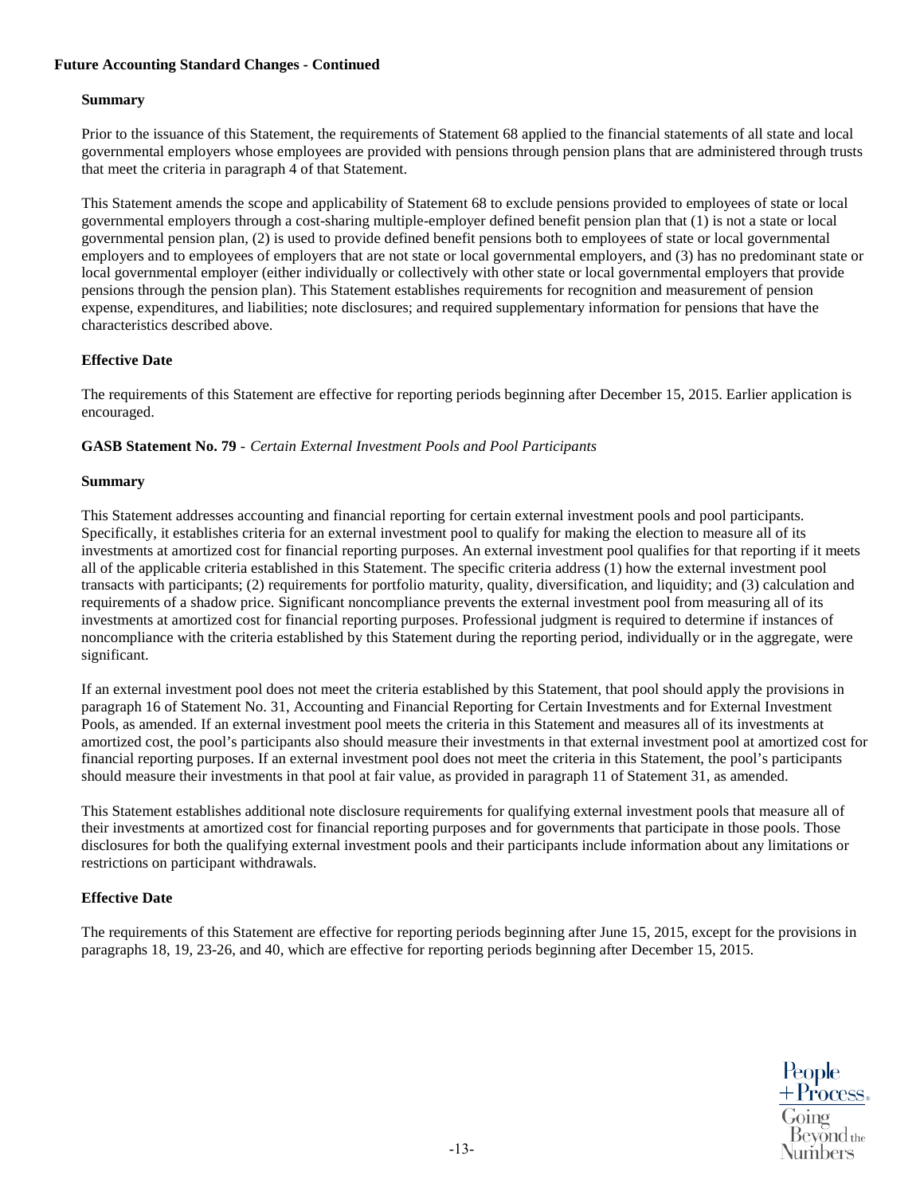**Future Accounting Standard Changes - Continued**

**Summary**

Prior to the issuance of this Statement, the requirements of Statement 68 applied to the financial statements of all state and local governmental employers whose employees are provided with pensions through pension plans that are administered through trusts that meet the criteria in paragraph 4 of that Statement.

This Statement amends the scope and applicability of Statement 68 to exclude pensions provided to employees of state or local governmental employers through a cost-sharing multiple-employer defined benefit pension plan that (1) is not a state or local governmental pension plan, (2) is used to provide defined benefit pensions both to employees of state or local governmental employers and to employees of employers that are not state or local governmental employers, and (3) has no predominant state or local governmental employer (either individually or collectively with other state or local governmental employers that provide pensions through the pension plan). This Statement establishes requirements for recognition and measurement of pension expense, expenditures, and liabilities; note disclosures; and required supplementary information for pensions that have the characteristics described above.

**Effective Date**

The requirements of this Statement are effective for reporting periods beginning after December 15, 2015. Earlier application is encouraged.

**GASB Statement No. 79** - *Certain External Investment Pools and Pool Participants*

**Summary**

This Statement addresses accounting and financial reporting for certain external investment pools and pool participants. Specifically, it establishes criteria for an external investment pool to qualify for making the election to measure all of its investments at amortized cost for financial reporting purposes. An external investment pool qualifies for that reporting if it meets all of the applicable criteria established in this Statement. The specific criteria address (1) how the external investment pool transacts with participants; (2) requirements for portfolio maturity, quality, diversification, and liquidity; and (3) calculation and requirements of a shadow price. Significant noncompliance prevents the external investment pool from measuring all of its investments at amortized cost for financial reporting purposes. Professional judgment is required to determine if instances of noncompliance with the criteria established by this Statement during the reporting period, individually or in the aggregate, were significant.

If an external investment pool does not meet the criteria established by this Statement, that pool should apply the provisions in paragraph 16 of Statement No. 31, Accounting and Financial Reporting for Certain Investments and for External Investment Pools, as amended. If an external investment pool meets the criteria in this Statement and measures all of its investments at amortized cost, the pool's participants also should measure their investments in that external investment pool at amortized cost for financial reporting purposes. If an external investment pool does not meet the criteria in this Statement, the pool's participants should measure their investments in that pool at fair value, as provided in paragraph 11 of Statement 31, as amended.

This Statement establishes additional note disclosure requirements for qualifying external investment pools that measure all of their investments at amortized cost for financial reporting purposes and for governments that participate in those pools. Those disclosures for both the qualifying external investment pools and their participants include information about any limitations or restrictions on participant withdrawals.

**Effective Date**

The requirements of this Statement are effective for reporting periods beginning after June 15, 2015, except for the provisions in paragraphs 18, 19, 23-26, and 40, which are effective for reporting periods beginning after December 15, 2015.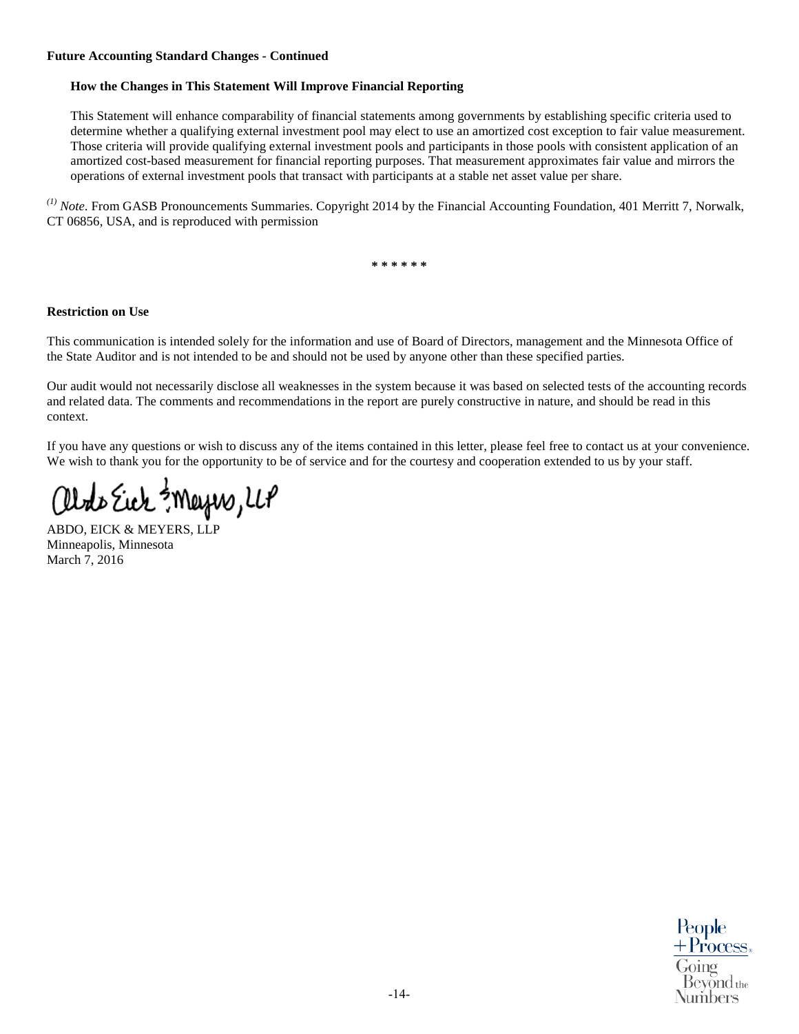**Future Accounting Standard Changes - Continued**

**How the Changes in This Statement Will Improve Financial Reporting**

This Statement will enhance comparability of financial statements among governments by establishing specific criteria used to determine whether a qualifying external investment pool may elect to use an amortized cost exception to fair value measurement. Those criteria will provide qualifying external investment pools and participants in those pools with consistent application of an amortized cost-based measurement for financial reporting purposes. That measurement approximates fair value and mirrors the operations of external investment pools that transact with participants at a stable net asset value per share.

(1) *Note*. From GASB Pronouncements Summaries. Copyright 2014 by the Financial Accounting Foundation, 401 Merritt 7, Norwalk, CT 06856, USA, and is reproduced with permission

\* \* \* \* \* \*

**Restriction on Use**

This communication is intended solely for the information and use of Board of Directors, management and the Minnesota Office of the State Auditor and is not intended to be and should not be used by anyone other than these specified parties.

Our audit would not necessarily disclose all weaknesses in the system because it was based on selected tests of the accounting records and related data. The comments and recommendations in the report are purely constructive in nature, and should be read in this context.

If you have any questions or wish to discuss any of the items contained in this letter, please feel free to contact us at your convenience. We wish to thank you for the opportunity to be of service and for the courtesy and cooperation extended to us by your staff.

Abdo Eick & Meyers, LLP

ABDO, EICK & MEYERS, LLP
Minneapolis, Minnesota
March 7, 2016

People + Process. Going Beyond the Numbers